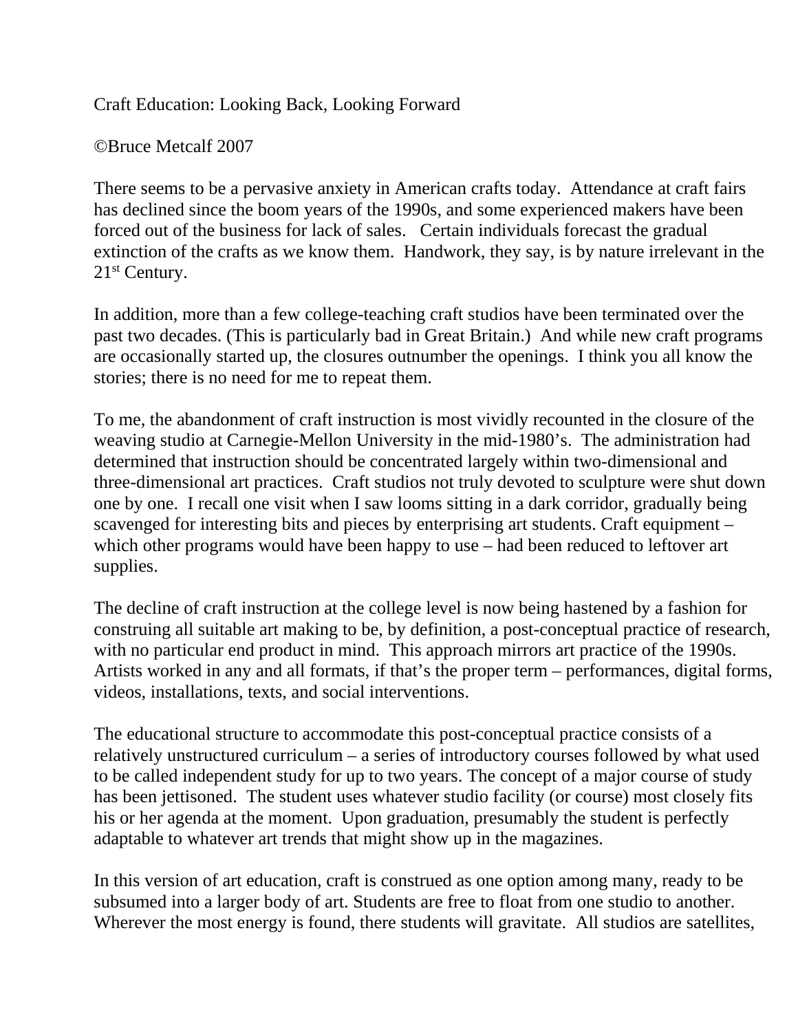# Craft Education: Looking Back, Looking Forward

©Bruce Metcalf 2007

There seems to be a pervasive anxiety in American crafts today. Attendance at craft fairs has declined since the boom years of the 1990s, and some experienced makers have been forced out of the business for lack of sales. Certain individuals forecast the gradual extinction of the crafts as we know them. Handwork, they say, is by nature irrelevant in the 21st Century.

In addition, more than a few college-teaching craft studios have been terminated over the past two decades. (This is particularly bad in Great Britain.) And while new craft programs are occasionally started up, the closures outnumber the openings. I think you all know the stories; there is no need for me to repeat them.

To me, the abandonment of craft instruction is most vividly recounted in the closure of the weaving studio at Carnegie-Mellon University in the mid-1980's. The administration had determined that instruction should be concentrated largely within two-dimensional and three-dimensional art practices. Craft studios not truly devoted to sculpture were shut down one by one. I recall one visit when I saw looms sitting in a dark corridor, gradually being scavenged for interesting bits and pieces by enterprising art students. Craft equipment – which other programs would have been happy to use – had been reduced to leftover art supplies.

The decline of craft instruction at the college level is now being hastened by a fashion for construing all suitable art making to be, by definition, a post-conceptual practice of research, with no particular end product in mind. This approach mirrors art practice of the 1990s. Artists worked in any and all formats, if that's the proper term – performances, digital forms, videos, installations, texts, and social interventions.

The educational structure to accommodate this post-conceptual practice consists of a relatively unstructured curriculum – a series of introductory courses followed by what used to be called independent study for up to two years. The concept of a major course of study has been jettisoned. The student uses whatever studio facility (or course) most closely fits his or her agenda at the moment. Upon graduation, presumably the student is perfectly adaptable to whatever art trends that might show up in the magazines.

In this version of art education, craft is construed as one option among many, ready to be subsumed into a larger body of art. Students are free to float from one studio to another. Wherever the most energy is found, there students will gravitate. All studios are satellites,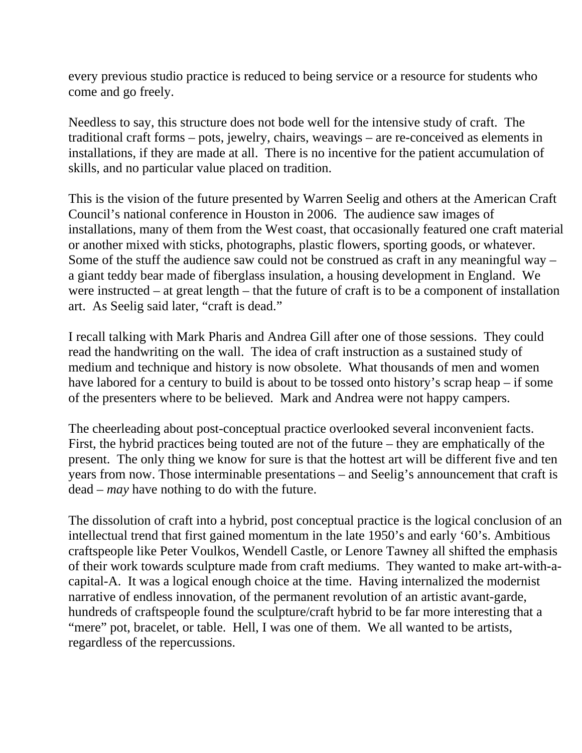every previous studio practice is reduced to being service or a resource for students who come and go freely.

Needless to say, this structure does not bode well for the intensive study of craft. The traditional craft forms – pots, jewelry, chairs, weavings – are re-conceived as elements in installations, if they are made at all. There is no incentive for the patient accumulation of skills, and no particular value placed on tradition.

This is the vision of the future presented by Warren Seelig and others at the American Craft Council's national conference in Houston in 2006. The audience saw images of installations, many of them from the West coast, that occasionally featured one craft material or another mixed with sticks, photographs, plastic flowers, sporting goods, or whatever. Some of the stuff the audience saw could not be construed as craft in any meaningful way – a giant teddy bear made of fiberglass insulation, a housing development in England. We were instructed – at great length – that the future of craft is to be a component of installation art. As Seelig said later, "craft is dead."

I recall talking with Mark Pharis and Andrea Gill after one of those sessions. They could read the handwriting on the wall. The idea of craft instruction as a sustained study of medium and technique and history is now obsolete. What thousands of men and women have labored for a century to build is about to be tossed onto history's scrap heap – if some of the presenters where to be believed. Mark and Andrea were not happy campers.

The cheerleading about post-conceptual practice overlooked several inconvenient facts. First, the hybrid practices being touted are not of the future – they are emphatically of the present. The only thing we know for sure is that the hottest art will be different five and ten years from now. Those interminable presentations – and Seelig's announcement that craft is dead – *may* have nothing to do with the future.

The dissolution of craft into a hybrid, post conceptual practice is the logical conclusion of an intellectual trend that first gained momentum in the late 1950's and early '60's. Ambitious craftspeople like Peter Voulkos, Wendell Castle, or Lenore Tawney all shifted the emphasis of their work towards sculpture made from craft mediums. They wanted to make art-with-a-capital-A. It was a logical enough choice at the time. Having internalized the modernist narrative of endless innovation, of the permanent revolution of an artistic avant-garde, hundreds of craftspeople found the sculpture/craft hybrid to be far more interesting that a "mere" pot, bracelet, or table. Hell, I was one of them. We all wanted to be artists, regardless of the repercussions.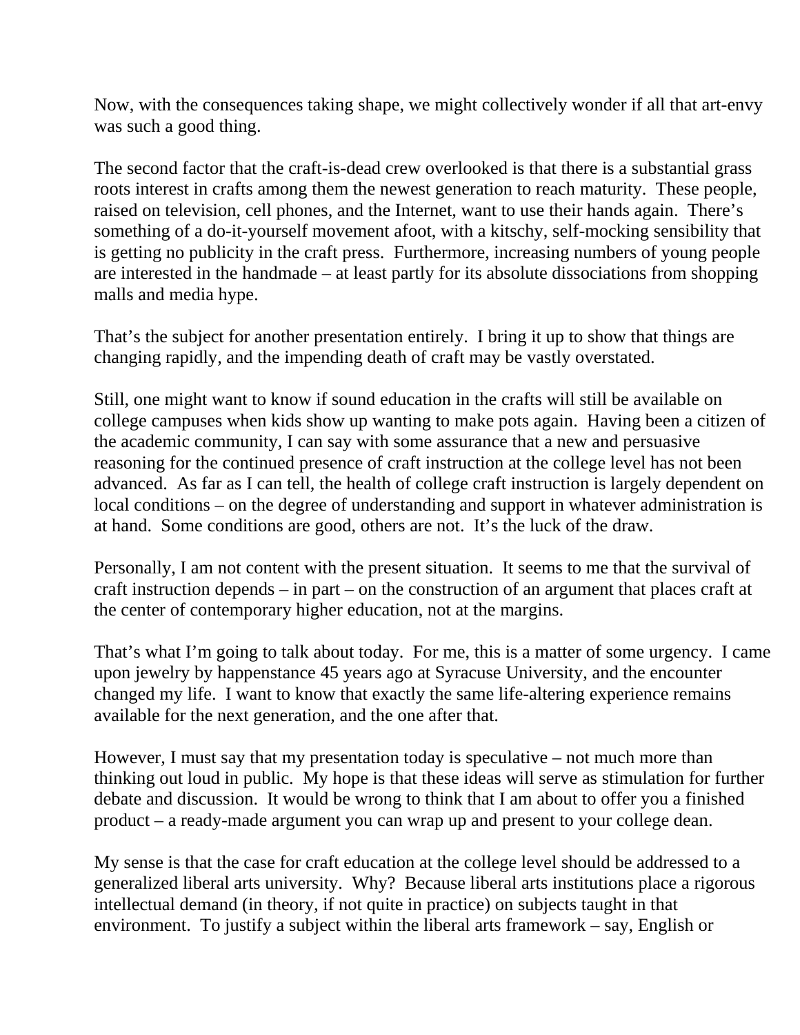Now, with the consequences taking shape, we might collectively wonder if all that art-envy was such a good thing.

The second factor that the craft-is-dead crew overlooked is that there is a substantial grass roots interest in crafts among them the newest generation to reach maturity. These people, raised on television, cell phones, and the Internet, want to use their hands again. There's something of a do-it-yourself movement afoot, with a kitschy, self-mocking sensibility that is getting no publicity in the craft press. Furthermore, increasing numbers of young people are interested in the handmade – at least partly for its absolute dissociations from shopping malls and media hype.

That's the subject for another presentation entirely. I bring it up to show that things are changing rapidly, and the impending death of craft may be vastly overstated.

Still, one might want to know if sound education in the crafts will still be available on college campuses when kids show up wanting to make pots again. Having been a citizen of the academic community, I can say with some assurance that a new and persuasive reasoning for the continued presence of craft instruction at the college level has not been advanced. As far as I can tell, the health of college craft instruction is largely dependent on local conditions – on the degree of understanding and support in whatever administration is at hand. Some conditions are good, others are not. It's the luck of the draw.

Personally, I am not content with the present situation. It seems to me that the survival of craft instruction depends – in part – on the construction of an argument that places craft at the center of contemporary higher education, not at the margins.

That's what I'm going to talk about today. For me, this is a matter of some urgency. I came upon jewelry by happenstance 45 years ago at Syracuse University, and the encounter changed my life. I want to know that exactly the same life-altering experience remains available for the next generation, and the one after that.

However, I must say that my presentation today is speculative – not much more than thinking out loud in public. My hope is that these ideas will serve as stimulation for further debate and discussion. It would be wrong to think that I am about to offer you a finished product – a ready-made argument you can wrap up and present to your college dean.

My sense is that the case for craft education at the college level should be addressed to a generalized liberal arts university. Why? Because liberal arts institutions place a rigorous intellectual demand (in theory, if not quite in practice) on subjects taught in that environment. To justify a subject within the liberal arts framework – say, English or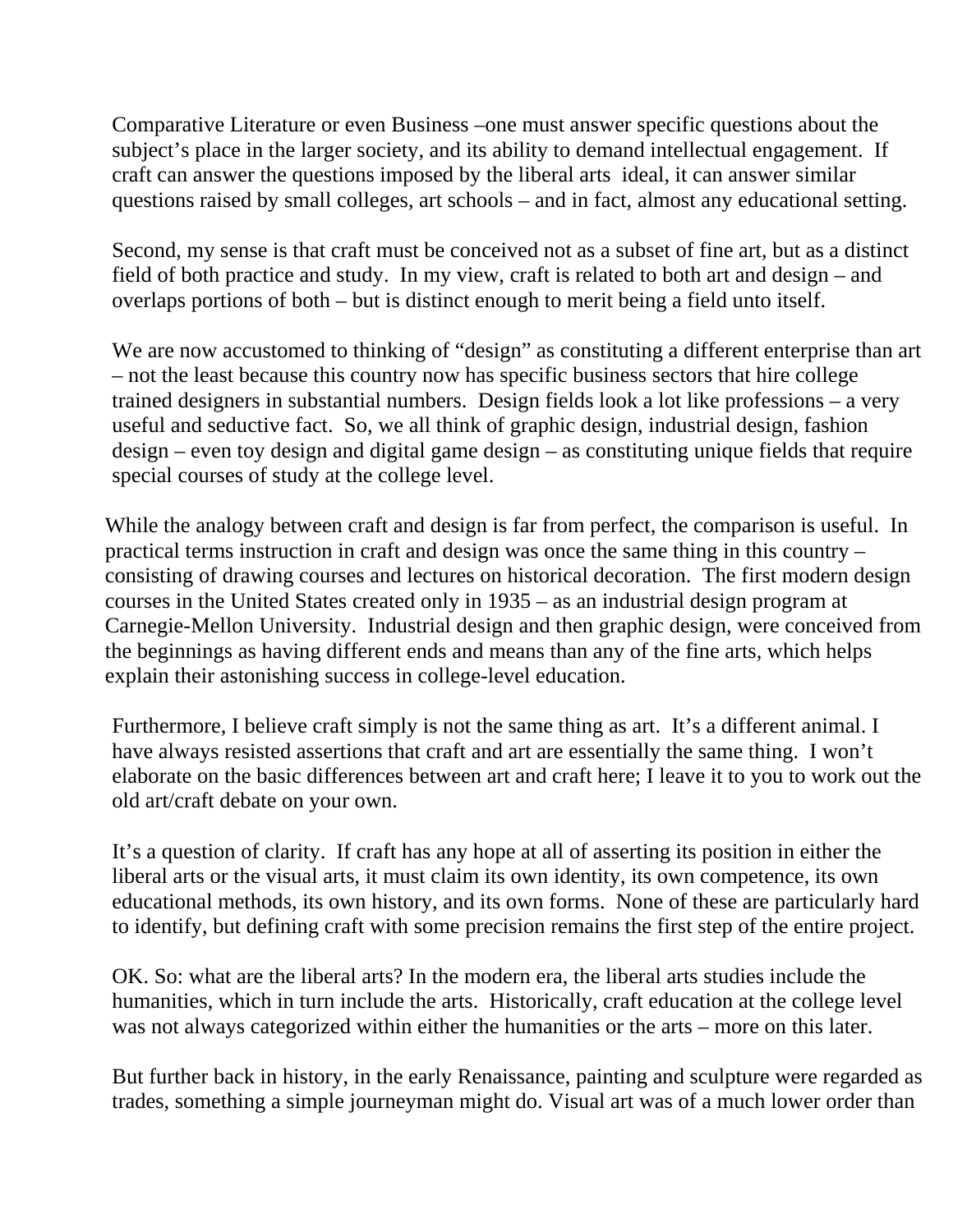Comparative Literature or even Business –one must answer specific questions about the subject's place in the larger society, and its ability to demand intellectual engagement. If craft can answer the questions imposed by the liberal arts ideal, it can answer similar questions raised by small colleges, art schools – and in fact, almost any educational setting.

Second, my sense is that craft must be conceived not as a subset of fine art, but as a distinct field of both practice and study. In my view, craft is related to both art and design – and overlaps portions of both – but is distinct enough to merit being a field unto itself.

We are now accustomed to thinking of "design" as constituting a different enterprise than art – not the least because this country now has specific business sectors that hire college trained designers in substantial numbers. Design fields look a lot like professions – a very useful and seductive fact. So, we all think of graphic design, industrial design, fashion design – even toy design and digital game design – as constituting unique fields that require special courses of study at the college level.

While the analogy between craft and design is far from perfect, the comparison is useful. In practical terms instruction in craft and design was once the same thing in this country – consisting of drawing courses and lectures on historical decoration. The first modern design courses in the United States created only in 1935 – as an industrial design program at Carnegie-Mellon University. Industrial design and then graphic design, were conceived from the beginnings as having different ends and means than any of the fine arts, which helps explain their astonishing success in college-level education.

Furthermore, I believe craft simply is not the same thing as art. It's a different animal. I have always resisted assertions that craft and art are essentially the same thing. I won't elaborate on the basic differences between art and craft here; I leave it to you to work out the old art/craft debate on your own.

It's a question of clarity. If craft has any hope at all of asserting its position in either the liberal arts or the visual arts, it must claim its own identity, its own competence, its own educational methods, its own history, and its own forms. None of these are particularly hard to identify, but defining craft with some precision remains the first step of the entire project.

OK. So: what are the liberal arts? In the modern era, the liberal arts studies include the humanities, which in turn include the arts. Historically, craft education at the college level was not always categorized within either the humanities or the arts – more on this later.

But further back in history, in the early Renaissance, painting and sculpture were regarded as trades, something a simple journeyman might do. Visual art was of a much lower order than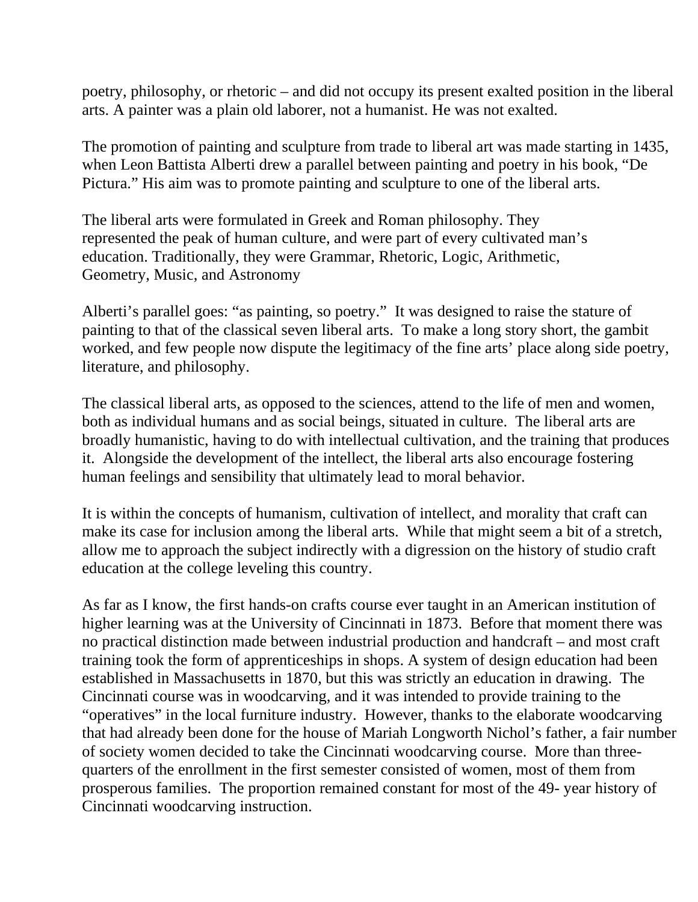poetry, philosophy, or rhetoric – and did not occupy its present exalted position in the liberal arts. A painter was a plain old laborer, not a humanist. He was not exalted.

The promotion of painting and sculpture from trade to liberal art was made starting in 1435, when Leon Battista Alberti drew a parallel between painting and poetry in his book, "De Pictura." His aim was to promote painting and sculpture to one of the liberal arts.

The liberal arts were formulated in Greek and Roman philosophy. They represented the peak of human culture, and were part of every cultivated man's education. Traditionally, they were Grammar, Rhetoric, Logic, Arithmetic, Geometry, Music, and Astronomy

Alberti's parallel goes: "as painting, so poetry." It was designed to raise the stature of painting to that of the classical seven liberal arts. To make a long story short, the gambit worked, and few people now dispute the legitimacy of the fine arts' place along side poetry, literature, and philosophy.

The classical liberal arts, as opposed to the sciences, attend to the life of men and women, both as individual humans and as social beings, situated in culture. The liberal arts are broadly humanistic, having to do with intellectual cultivation, and the training that produces it. Alongside the development of the intellect, the liberal arts also encourage fostering human feelings and sensibility that ultimately lead to moral behavior.

It is within the concepts of humanism, cultivation of intellect, and morality that craft can make its case for inclusion among the liberal arts. While that might seem a bit of a stretch, allow me to approach the subject indirectly with a digression on the history of studio craft education at the college leveling this country.

As far as I know, the first hands-on crafts course ever taught in an American institution of higher learning was at the University of Cincinnati in 1873. Before that moment there was no practical distinction made between industrial production and handcraft – and most craft training took the form of apprenticeships in shops. A system of design education had been established in Massachusetts in 1870, but this was strictly an education in drawing. The Cincinnati course was in woodcarving, and it was intended to provide training to the "operatives" in the local furniture industry. However, thanks to the elaborate woodcarving that had already been done for the house of Mariah Longworth Nichol's father, a fair number of society women decided to take the Cincinnati woodcarving course. More than three-quarters of the enrollment in the first semester consisted of women, most of them from prosperous families. The proportion remained constant for most of the 49- year history of Cincinnati woodcarving instruction.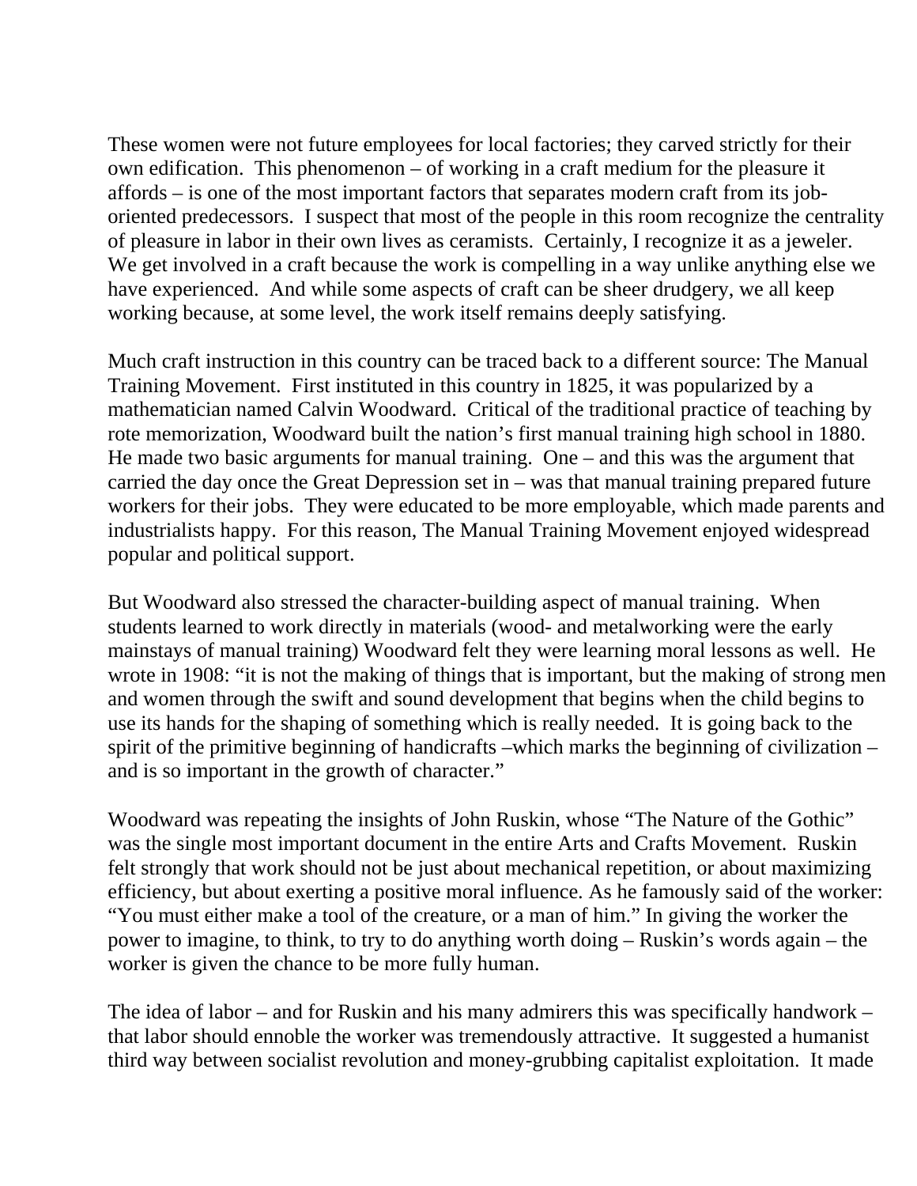These women were not future employees for local factories; they carved strictly for their own edification. This phenomenon – of working in a craft medium for the pleasure it affords – is one of the most important factors that separates modern craft from its job-oriented predecessors. I suspect that most of the people in this room recognize the centrality of pleasure in labor in their own lives as ceramists. Certainly, I recognize it as a jeweler. We get involved in a craft because the work is compelling in a way unlike anything else we have experienced. And while some aspects of craft can be sheer drudgery, we all keep working because, at some level, the work itself remains deeply satisfying.

Much craft instruction in this country can be traced back to a different source: The Manual Training Movement. First instituted in this country in 1825, it was popularized by a mathematician named Calvin Woodward. Critical of the traditional practice of teaching by rote memorization, Woodward built the nation's first manual training high school in 1880. He made two basic arguments for manual training. One – and this was the argument that carried the day once the Great Depression set in – was that manual training prepared future workers for their jobs. They were educated to be more employable, which made parents and industrialists happy. For this reason, The Manual Training Movement enjoyed widespread popular and political support.

But Woodward also stressed the character-building aspect of manual training. When students learned to work directly in materials (wood- and metalworking were the early mainstays of manual training) Woodward felt they were learning moral lessons as well. He wrote in 1908: "it is not the making of things that is important, but the making of strong men and women through the swift and sound development that begins when the child begins to use its hands for the shaping of something which is really needed. It is going back to the spirit of the primitive beginning of handicrafts –which marks the beginning of civilization – and is so important in the growth of character."

Woodward was repeating the insights of John Ruskin, whose "The Nature of the Gothic" was the single most important document in the entire Arts and Crafts Movement. Ruskin felt strongly that work should not be just about mechanical repetition, or about maximizing efficiency, but about exerting a positive moral influence. As he famously said of the worker: "You must either make a tool of the creature, or a man of him." In giving the worker the power to imagine, to think, to try to do anything worth doing – Ruskin's words again – the worker is given the chance to be more fully human.

The idea of labor – and for Ruskin and his many admirers this was specifically handwork – that labor should ennoble the worker was tremendously attractive. It suggested a humanist third way between socialist revolution and money-grubbing capitalist exploitation. It made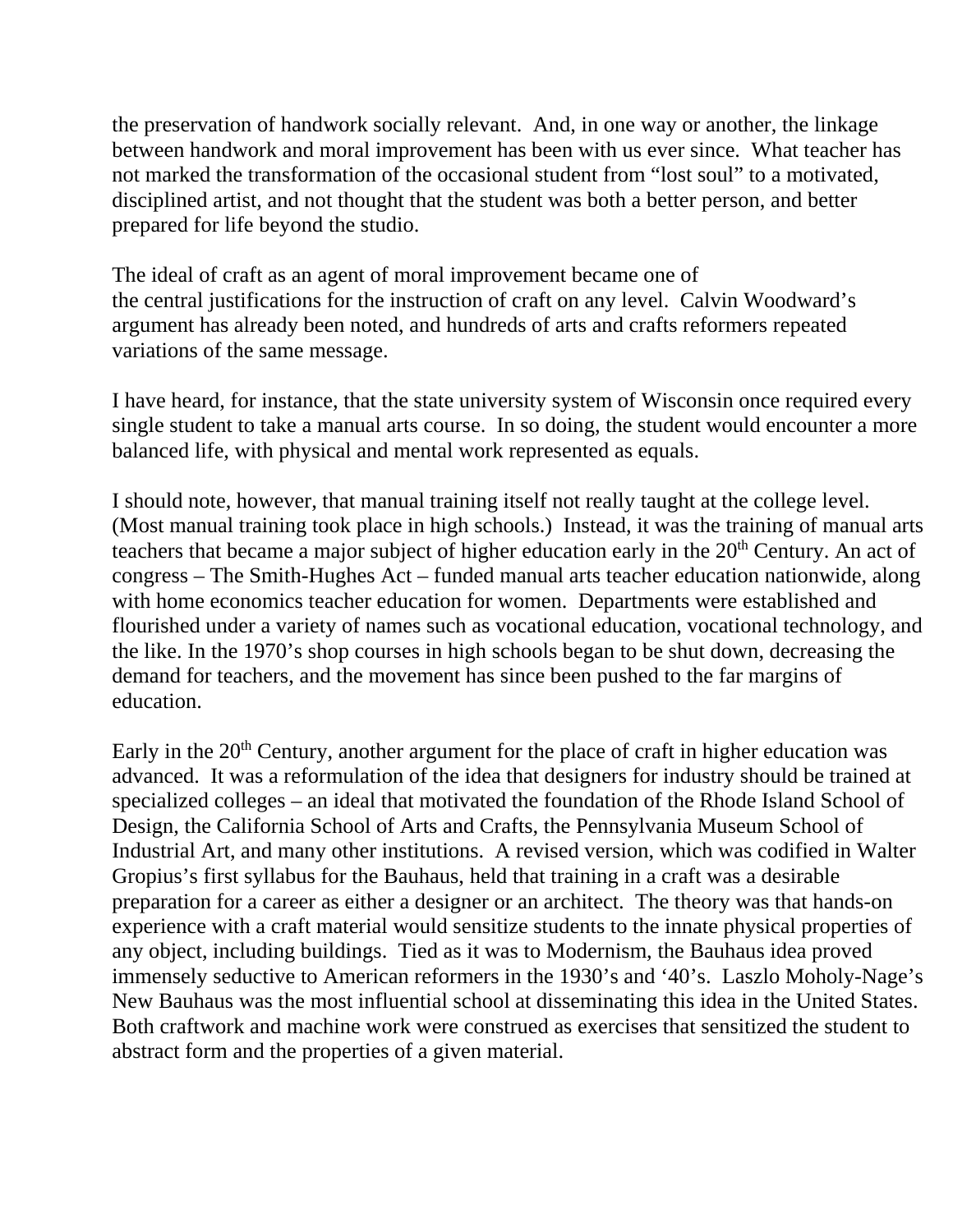the preservation of handwork socially relevant. And, in one way or another, the linkage between handwork and moral improvement has been with us ever since. What teacher has not marked the transformation of the occasional student from "lost soul" to a motivated, disciplined artist, and not thought that the student was both a better person, and better prepared for life beyond the studio.

The ideal of craft as an agent of moral improvement became one of the central justifications for the instruction of craft on any level. Calvin Woodward's argument has already been noted, and hundreds of arts and crafts reformers repeated variations of the same message.

I have heard, for instance, that the state university system of Wisconsin once required every single student to take a manual arts course. In so doing, the student would encounter a more balanced life, with physical and mental work represented as equals.

I should note, however, that manual training itself not really taught at the college level. (Most manual training took place in high schools.) Instead, it was the training of manual arts teachers that became a major subject of higher education early in the 20th Century. An act of congress – The Smith-Hughes Act – funded manual arts teacher education nationwide, along with home economics teacher education for women. Departments were established and flourished under a variety of names such as vocational education, vocational technology, and the like. In the 1970's shop courses in high schools began to be shut down, decreasing the demand for teachers, and the movement has since been pushed to the far margins of education.

Early in the 20th Century, another argument for the place of craft in higher education was advanced. It was a reformulation of the idea that designers for industry should be trained at specialized colleges – an ideal that motivated the foundation of the Rhode Island School of Design, the California School of Arts and Crafts, the Pennsylvania Museum School of Industrial Art, and many other institutions. A revised version, which was codified in Walter Gropius's first syllabus for the Bauhaus, held that training in a craft was a desirable preparation for a career as either a designer or an architect. The theory was that hands-on experience with a craft material would sensitize students to the innate physical properties of any object, including buildings. Tied as it was to Modernism, the Bauhaus idea proved immensely seductive to American reformers in the 1930's and '40's. Laszlo Moholy-Nage's New Bauhaus was the most influential school at disseminating this idea in the United States. Both craftwork and machine work were construed as exercises that sensitized the student to abstract form and the properties of a given material.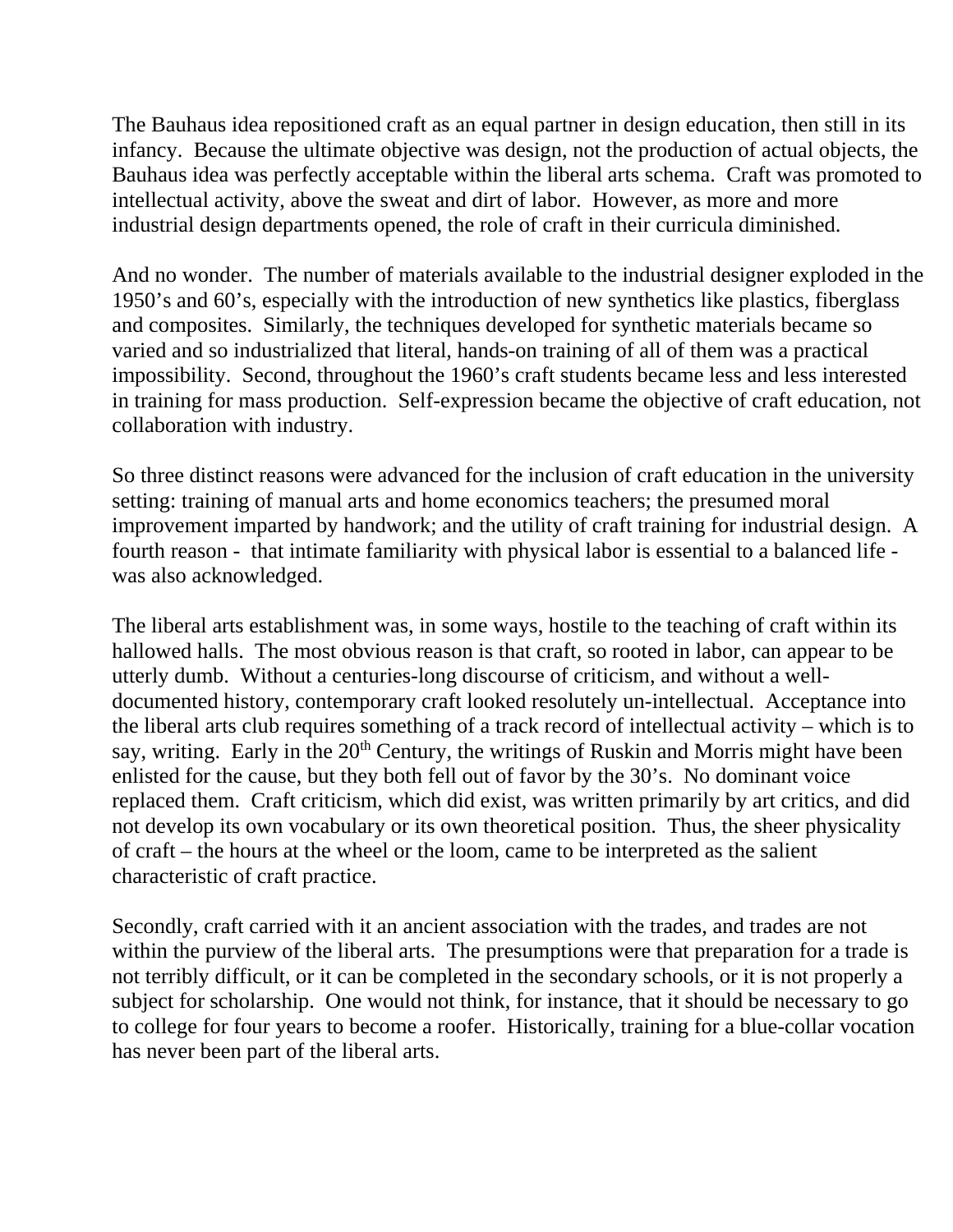The Bauhaus idea repositioned craft as an equal partner in design education, then still in its infancy. Because the ultimate objective was design, not the production of actual objects, the Bauhaus idea was perfectly acceptable within the liberal arts schema. Craft was promoted to intellectual activity, above the sweat and dirt of labor. However, as more and more industrial design departments opened, the role of craft in their curricula diminished.

And no wonder. The number of materials available to the industrial designer exploded in the 1950's and 60's, especially with the introduction of new synthetics like plastics, fiberglass and composites. Similarly, the techniques developed for synthetic materials became so varied and so industrialized that literal, hands-on training of all of them was a practical impossibility. Second, throughout the 1960's craft students became less and less interested in training for mass production. Self-expression became the objective of craft education, not collaboration with industry.

So three distinct reasons were advanced for the inclusion of craft education in the university setting: training of manual arts and home economics teachers; the presumed moral improvement imparted by handwork; and the utility of craft training for industrial design. A fourth reason - that intimate familiarity with physical labor is essential to a balanced life - was also acknowledged.

The liberal arts establishment was, in some ways, hostile to the teaching of craft within its hallowed halls. The most obvious reason is that craft, so rooted in labor, can appear to be utterly dumb. Without a centuries-long discourse of criticism, and without a well-documented history, contemporary craft looked resolutely un-intellectual. Acceptance into the liberal arts club requires something of a track record of intellectual activity – which is to say, writing. Early in the 20th Century, the writings of Ruskin and Morris might have been enlisted for the cause, but they both fell out of favor by the 30's. No dominant voice replaced them. Craft criticism, which did exist, was written primarily by art critics, and did not develop its own vocabulary or its own theoretical position. Thus, the sheer physicality of craft – the hours at the wheel or the loom, came to be interpreted as the salient characteristic of craft practice.

Secondly, craft carried with it an ancient association with the trades, and trades are not within the purview of the liberal arts. The presumptions were that preparation for a trade is not terribly difficult, or it can be completed in the secondary schools, or it is not properly a subject for scholarship. One would not think, for instance, that it should be necessary to go to college for four years to become a roofer. Historically, training for a blue-collar vocation has never been part of the liberal arts.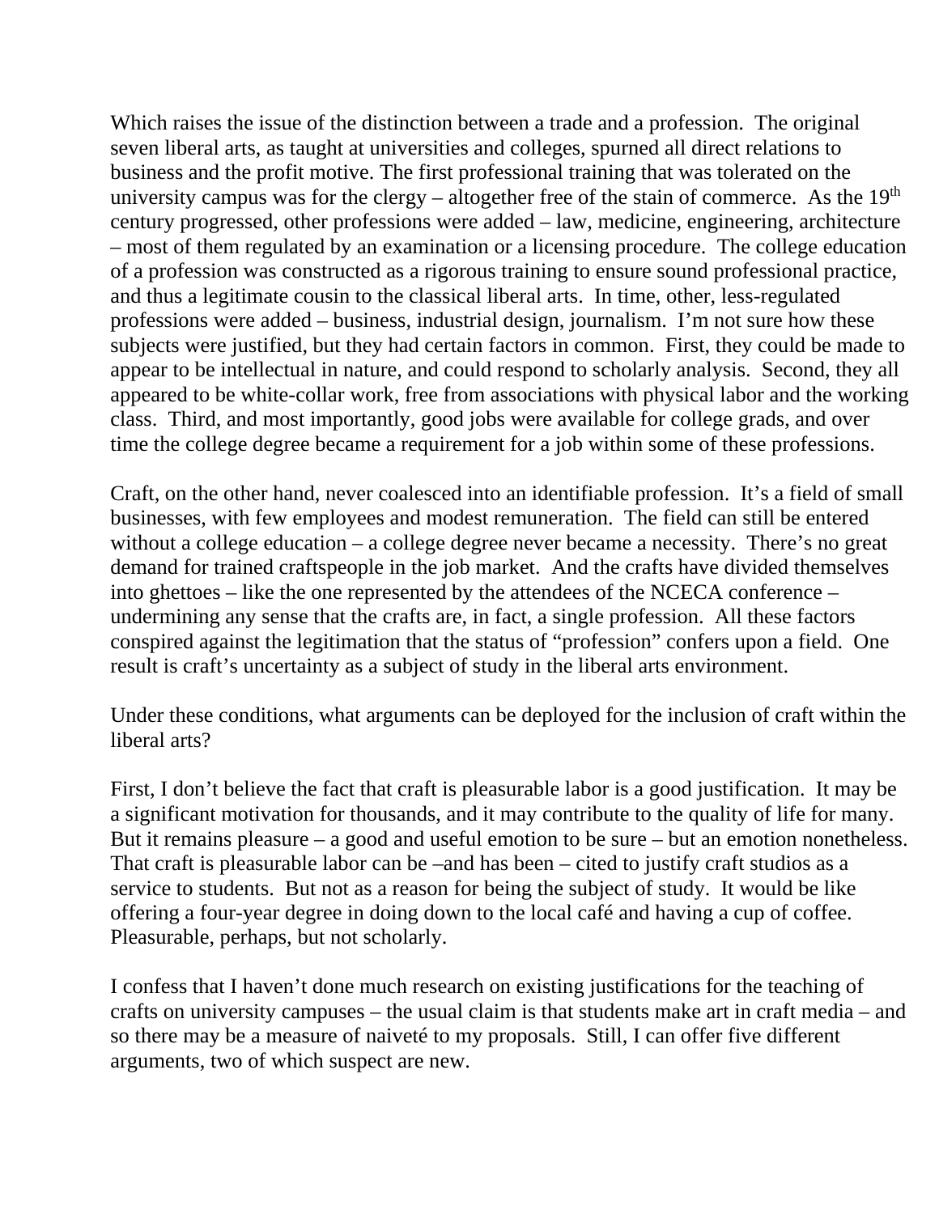Which raises the issue of the distinction between a trade and a profession. The original seven liberal arts, as taught at universities and colleges, spurned all direct relations to business and the profit motive. The first professional training that was tolerated on the university campus was for the clergy – altogether free of the stain of commerce. As the 19th century progressed, other professions were added – law, medicine, engineering, architecture – most of them regulated by an examination or a licensing procedure. The college education of a profession was constructed as a rigorous training to ensure sound professional practice, and thus a legitimate cousin to the classical liberal arts. In time, other, less-regulated professions were added – business, industrial design, journalism. I'm not sure how these subjects were justified, but they had certain factors in common. First, they could be made to appear to be intellectual in nature, and could respond to scholarly analysis. Second, they all appeared to be white-collar work, free from associations with physical labor and the working class. Third, and most importantly, good jobs were available for college grads, and over time the college degree became a requirement for a job within some of these professions.

Craft, on the other hand, never coalesced into an identifiable profession. It's a field of small businesses, with few employees and modest remuneration. The field can still be entered without a college education – a college degree never became a necessity. There's no great demand for trained craftspeople in the job market. And the crafts have divided themselves into ghettoes – like the one represented by the attendees of the NCECA conference – undermining any sense that the crafts are, in fact, a single profession. All these factors conspired against the legitimation that the status of "profession" confers upon a field. One result is craft's uncertainty as a subject of study in the liberal arts environment.

Under these conditions, what arguments can be deployed for the inclusion of craft within the liberal arts?

First, I don't believe the fact that craft is pleasurable labor is a good justification. It may be a significant motivation for thousands, and it may contribute to the quality of life for many. But it remains pleasure – a good and useful emotion to be sure – but an emotion nonetheless. That craft is pleasurable labor can be –and has been – cited to justify craft studios as a service to students. But not as a reason for being the subject of study. It would be like offering a four-year degree in doing down to the local café and having a cup of coffee. Pleasurable, perhaps, but not scholarly.

I confess that I haven't done much research on existing justifications for the teaching of crafts on university campuses – the usual claim is that students make art in craft media – and so there may be a measure of naiveté to my proposals. Still, I can offer five different arguments, two of which suspect are new.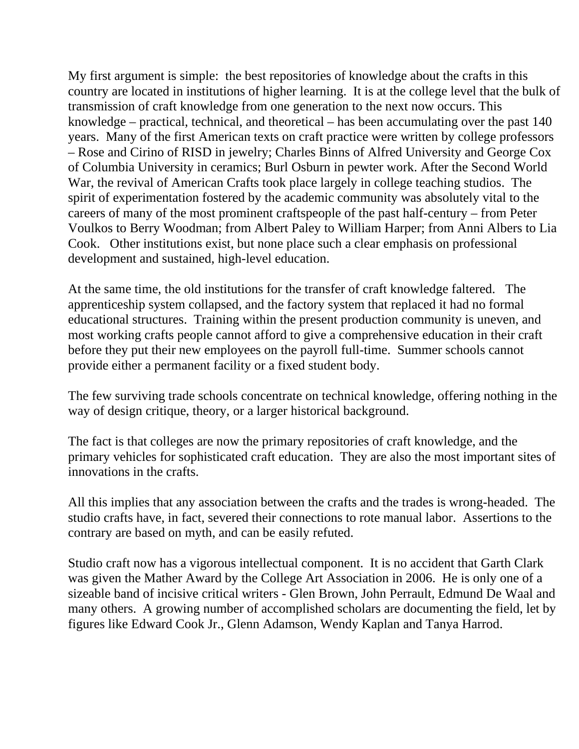My first argument is simple: the best repositories of knowledge about the crafts in this country are located in institutions of higher learning. It is at the college level that the bulk of transmission of craft knowledge from one generation to the next now occurs. This knowledge – practical, technical, and theoretical – has been accumulating over the past 140 years. Many of the first American texts on craft practice were written by college professors – Rose and Cirino of RISD in jewelry; Charles Binns of Alfred University and George Cox of Columbia University in ceramics; Burl Osburn in pewter work. After the Second World War, the revival of American Crafts took place largely in college teaching studios. The spirit of experimentation fostered by the academic community was absolutely vital to the careers of many of the most prominent craftspeople of the past half-century – from Peter Voulkos to Berry Woodman; from Albert Paley to William Harper; from Anni Albers to Lia Cook. Other institutions exist, but none place such a clear emphasis on professional development and sustained, high-level education.

At the same time, the old institutions for the transfer of craft knowledge faltered. The apprenticeship system collapsed, and the factory system that replaced it had no formal educational structures. Training within the present production community is uneven, and most working crafts people cannot afford to give a comprehensive education in their craft before they put their new employees on the payroll full-time. Summer schools cannot provide either a permanent facility or a fixed student body.

The few surviving trade schools concentrate on technical knowledge, offering nothing in the way of design critique, theory, or a larger historical background.

The fact is that colleges are now the primary repositories of craft knowledge, and the primary vehicles for sophisticated craft education. They are also the most important sites of innovations in the crafts.

All this implies that any association between the crafts and the trades is wrong-headed. The studio crafts have, in fact, severed their connections to rote manual labor. Assertions to the contrary are based on myth, and can be easily refuted.

Studio craft now has a vigorous intellectual component. It is no accident that Garth Clark was given the Mather Award by the College Art Association in 2006. He is only one of a sizeable band of incisive critical writers - Glen Brown, John Perrault, Edmund De Waal and many others. A growing number of accomplished scholars are documenting the field, let by figures like Edward Cook Jr., Glenn Adamson, Wendy Kaplan and Tanya Harrod.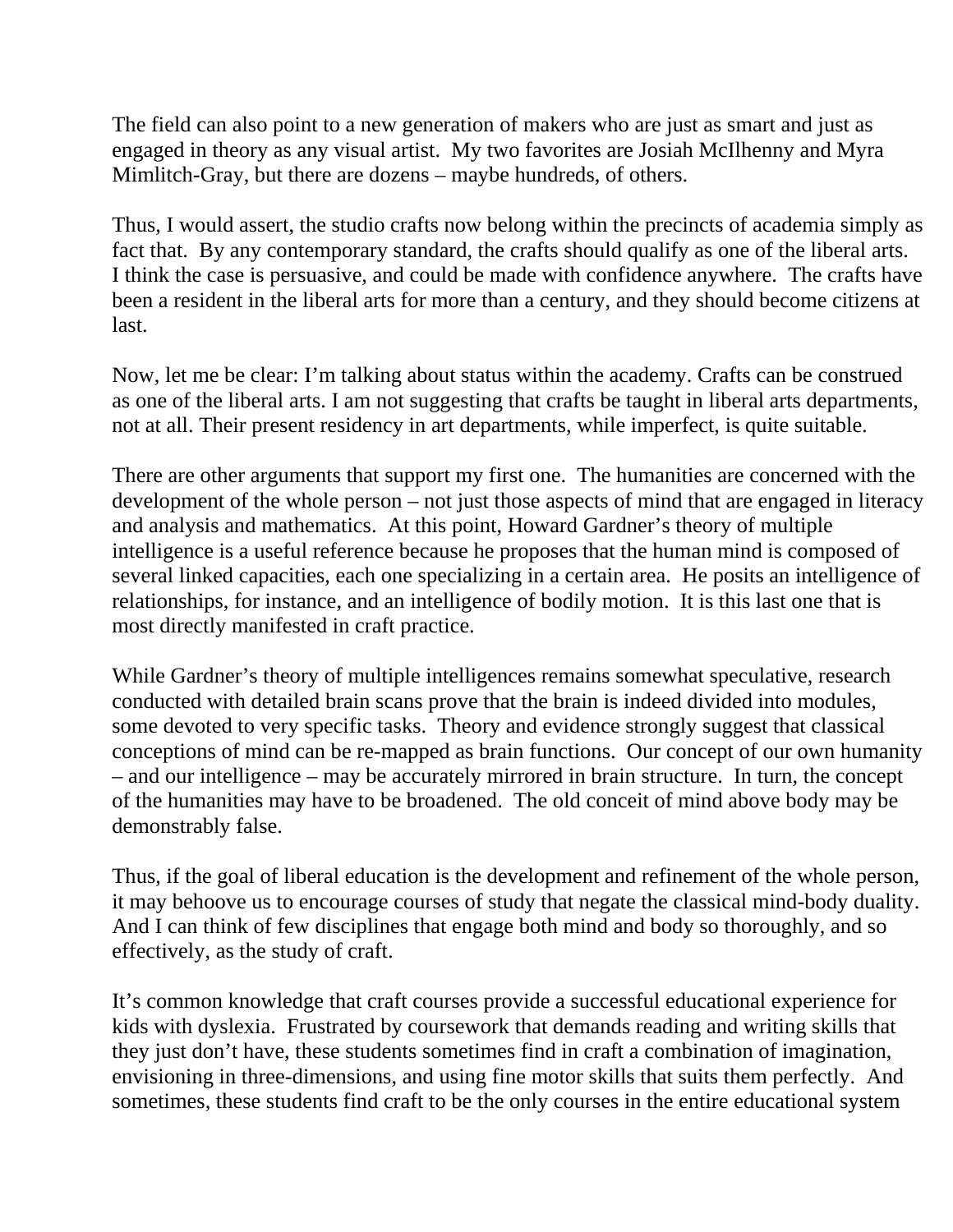The field can also point to a new generation of makers who are just as smart and just as engaged in theory as any visual artist. My two favorites are Josiah McIlhenny and Myra Mimlitch-Gray, but there are dozens – maybe hundreds, of others.

Thus, I would assert, the studio crafts now belong within the precincts of academia simply as fact that. By any contemporary standard, the crafts should qualify as one of the liberal arts. I think the case is persuasive, and could be made with confidence anywhere. The crafts have been a resident in the liberal arts for more than a century, and they should become citizens at last.

Now, let me be clear: I'm talking about status within the academy. Crafts can be construed as one of the liberal arts. I am not suggesting that crafts be taught in liberal arts departments, not at all. Their present residency in art departments, while imperfect, is quite suitable.

There are other arguments that support my first one. The humanities are concerned with the development of the whole person – not just those aspects of mind that are engaged in literacy and analysis and mathematics. At this point, Howard Gardner's theory of multiple intelligence is a useful reference because he proposes that the human mind is composed of several linked capacities, each one specializing in a certain area. He posits an intelligence of relationships, for instance, and an intelligence of bodily motion. It is this last one that is most directly manifested in craft practice.

While Gardner's theory of multiple intelligences remains somewhat speculative, research conducted with detailed brain scans prove that the brain is indeed divided into modules, some devoted to very specific tasks. Theory and evidence strongly suggest that classical conceptions of mind can be re-mapped as brain functions. Our concept of our own humanity – and our intelligence – may be accurately mirrored in brain structure. In turn, the concept of the humanities may have to be broadened. The old conceit of mind above body may be demonstrably false.

Thus, if the goal of liberal education is the development and refinement of the whole person, it may behoove us to encourage courses of study that negate the classical mind-body duality. And I can think of few disciplines that engage both mind and body so thoroughly, and so effectively, as the study of craft.

It's common knowledge that craft courses provide a successful educational experience for kids with dyslexia. Frustrated by coursework that demands reading and writing skills that they just don't have, these students sometimes find in craft a combination of imagination, envisioning in three-dimensions, and using fine motor skills that suits them perfectly. And sometimes, these students find craft to be the only courses in the entire educational system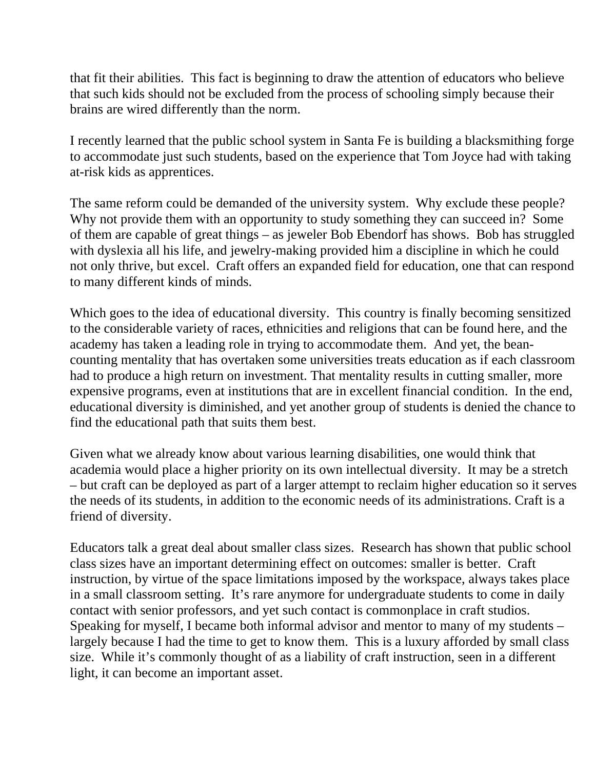that fit their abilities. This fact is beginning to draw the attention of educators who believe that such kids should not be excluded from the process of schooling simply because their brains are wired differently than the norm.

I recently learned that the public school system in Santa Fe is building a blacksmithing forge to accommodate just such students, based on the experience that Tom Joyce had with taking at-risk kids as apprentices.

The same reform could be demanded of the university system. Why exclude these people? Why not provide them with an opportunity to study something they can succeed in? Some of them are capable of great things – as jeweler Bob Ebendorf has shows. Bob has struggled with dyslexia all his life, and jewelry-making provided him a discipline in which he could not only thrive, but excel. Craft offers an expanded field for education, one that can respond to many different kinds of minds.

Which goes to the idea of educational diversity. This country is finally becoming sensitized to the considerable variety of races, ethnicities and religions that can be found here, and the academy has taken a leading role in trying to accommodate them. And yet, the bean-counting mentality that has overtaken some universities treats education as if each classroom had to produce a high return on investment. That mentality results in cutting smaller, more expensive programs, even at institutions that are in excellent financial condition. In the end, educational diversity is diminished, and yet another group of students is denied the chance to find the educational path that suits them best.

Given what we already know about various learning disabilities, one would think that academia would place a higher priority on its own intellectual diversity. It may be a stretch – but craft can be deployed as part of a larger attempt to reclaim higher education so it serves the needs of its students, in addition to the economic needs of its administrations. Craft is a friend of diversity.

Educators talk a great deal about smaller class sizes. Research has shown that public school class sizes have an important determining effect on outcomes: smaller is better. Craft instruction, by virtue of the space limitations imposed by the workspace, always takes place in a small classroom setting. It's rare anymore for undergraduate students to come in daily contact with senior professors, and yet such contact is commonplace in craft studios. Speaking for myself, I became both informal advisor and mentor to many of my students – largely because I had the time to get to know them. This is a luxury afforded by small class size. While it's commonly thought of as a liability of craft instruction, seen in a different light, it can become an important asset.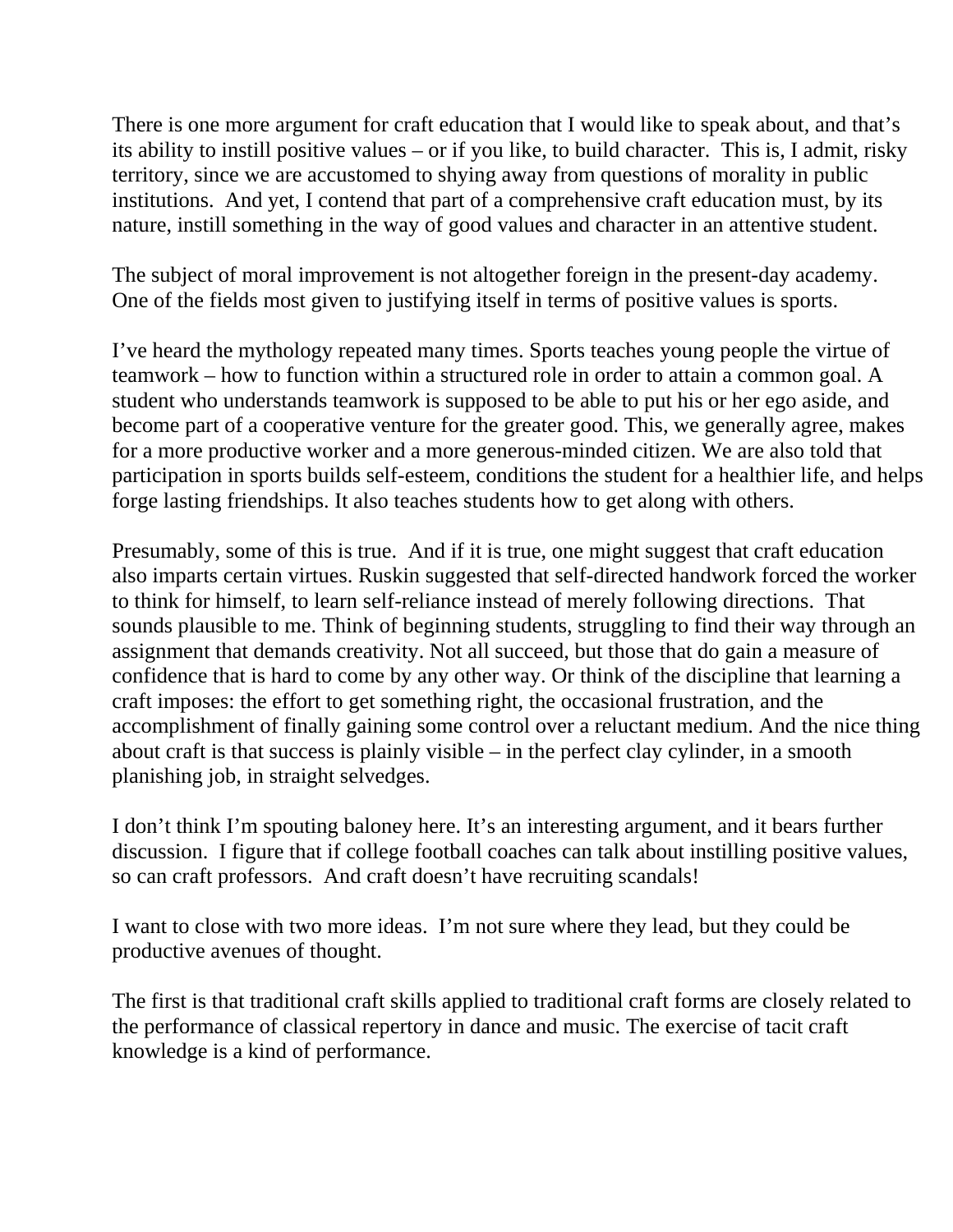There is one more argument for craft education that I would like to speak about, and that's its ability to instill positive values – or if you like, to build character. This is, I admit, risky territory, since we are accustomed to shying away from questions of morality in public institutions. And yet, I contend that part of a comprehensive craft education must, by its nature, instill something in the way of good values and character in an attentive student.

The subject of moral improvement is not altogether foreign in the present-day academy. One of the fields most given to justifying itself in terms of positive values is sports.

I've heard the mythology repeated many times. Sports teaches young people the virtue of teamwork – how to function within a structured role in order to attain a common goal. A student who understands teamwork is supposed to be able to put his or her ego aside, and become part of a cooperative venture for the greater good. This, we generally agree, makes for a more productive worker and a more generous-minded citizen. We are also told that participation in sports builds self-esteem, conditions the student for a healthier life, and helps forge lasting friendships. It also teaches students how to get along with others.

Presumably, some of this is true. And if it is true, one might suggest that craft education also imparts certain virtues. Ruskin suggested that self-directed handwork forced the worker to think for himself, to learn self-reliance instead of merely following directions. That sounds plausible to me. Think of beginning students, struggling to find their way through an assignment that demands creativity. Not all succeed, but those that do gain a measure of confidence that is hard to come by any other way. Or think of the discipline that learning a craft imposes: the effort to get something right, the occasional frustration, and the accomplishment of finally gaining some control over a reluctant medium. And the nice thing about craft is that success is plainly visible – in the perfect clay cylinder, in a smooth planishing job, in straight selvedges.

I don't think I'm spouting baloney here. It's an interesting argument, and it bears further discussion. I figure that if college football coaches can talk about instilling positive values, so can craft professors. And craft doesn't have recruiting scandals!

I want to close with two more ideas. I'm not sure where they lead, but they could be productive avenues of thought.

The first is that traditional craft skills applied to traditional craft forms are closely related to the performance of classical repertory in dance and music. The exercise of tacit craft knowledge is a kind of performance.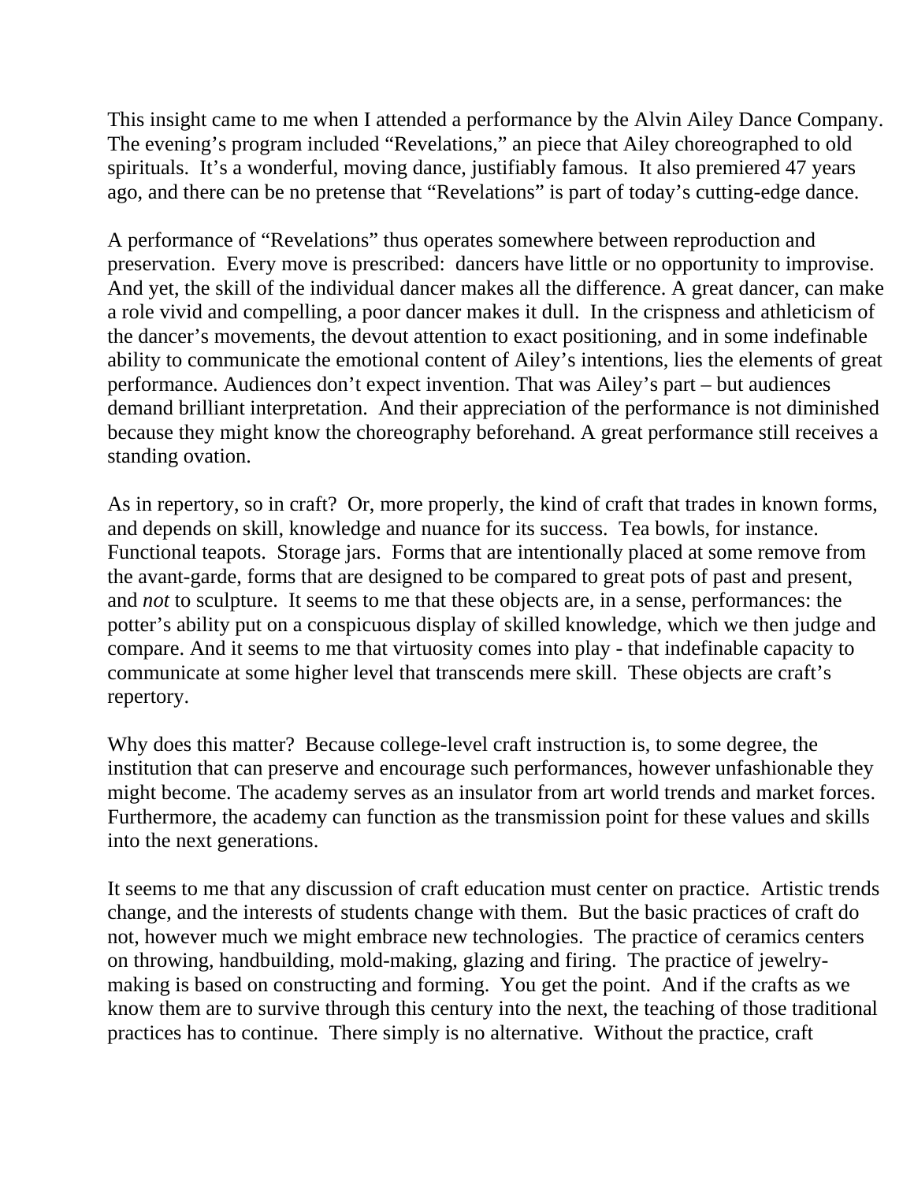This insight came to me when I attended a performance by the Alvin Ailey Dance Company. The evening's program included "Revelations," an piece that Ailey choreographed to old spirituals. It's a wonderful, moving dance, justifiably famous. It also premiered 47 years ago, and there can be no pretense that "Revelations" is part of today's cutting-edge dance.

A performance of "Revelations" thus operates somewhere between reproduction and preservation. Every move is prescribed: dancers have little or no opportunity to improvise. And yet, the skill of the individual dancer makes all the difference. A great dancer, can make a role vivid and compelling, a poor dancer makes it dull. In the crispness and athleticism of the dancer's movements, the devout attention to exact positioning, and in some indefinable ability to communicate the emotional content of Ailey's intentions, lies the elements of great performance. Audiences don't expect invention. That was Ailey's part – but audiences demand brilliant interpretation. And their appreciation of the performance is not diminished because they might know the choreography beforehand. A great performance still receives a standing ovation.

As in repertory, so in craft? Or, more properly, the kind of craft that trades in known forms, and depends on skill, knowledge and nuance for its success. Tea bowls, for instance. Functional teapots. Storage jars. Forms that are intentionally placed at some remove from the avant-garde, forms that are designed to be compared to great pots of past and present, and *not* to sculpture. It seems to me that these objects are, in a sense, performances: the potter's ability put on a conspicuous display of skilled knowledge, which we then judge and compare. And it seems to me that virtuosity comes into play - that indefinable capacity to communicate at some higher level that transcends mere skill. These objects are craft's repertory.

Why does this matter? Because college-level craft instruction is, to some degree, the institution that can preserve and encourage such performances, however unfashionable they might become. The academy serves as an insulator from art world trends and market forces. Furthermore, the academy can function as the transmission point for these values and skills into the next generations.

It seems to me that any discussion of craft education must center on practice. Artistic trends change, and the interests of students change with them. But the basic practices of craft do not, however much we might embrace new technologies. The practice of ceramics centers on throwing, handbuilding, mold-making, glazing and firing. The practice of jewelry-making is based on constructing and forming. You get the point. And if the crafts as we know them are to survive through this century into the next, the teaching of those traditional practices has to continue. There simply is no alternative. Without the practice, craft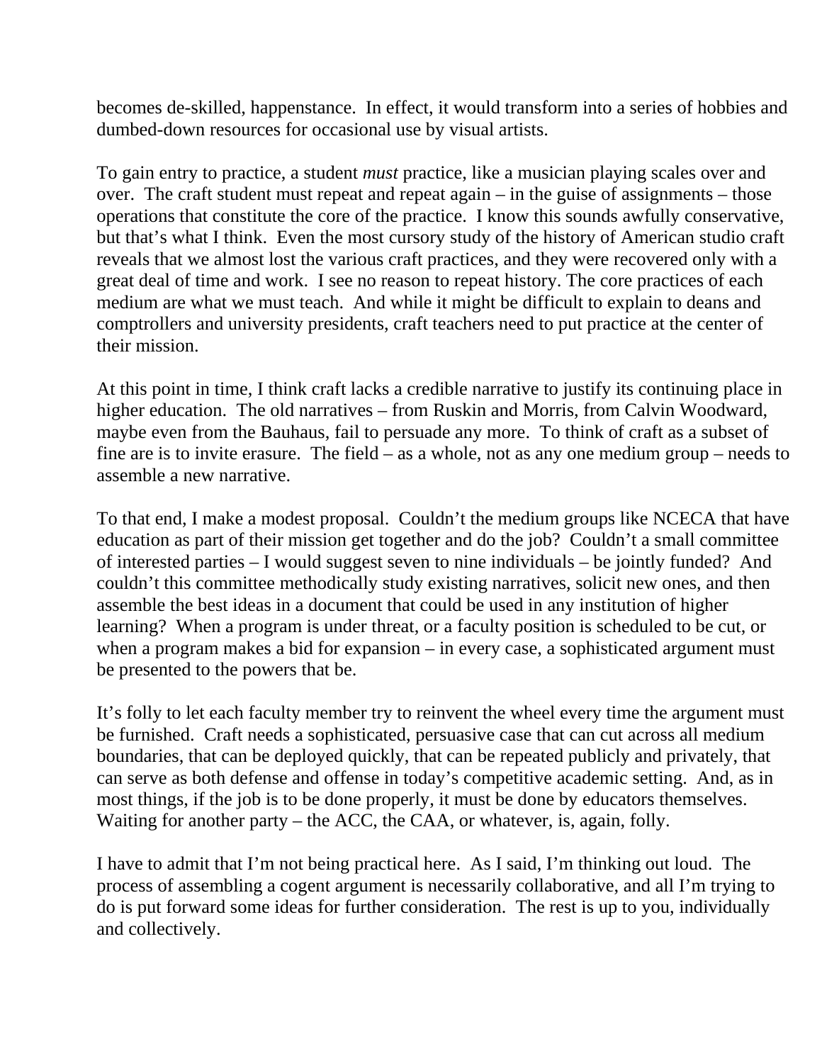becomes de-skilled, happenstance. In effect, it would transform into a series of hobbies and dumbed-down resources for occasional use by visual artists.

To gain entry to practice, a student *must* practice, like a musician playing scales over and over. The craft student must repeat and repeat again – in the guise of assignments – those operations that constitute the core of the practice. I know this sounds awfully conservative, but that's what I think. Even the most cursory study of the history of American studio craft reveals that we almost lost the various craft practices, and they were recovered only with a great deal of time and work. I see no reason to repeat history. The core practices of each medium are what we must teach. And while it might be difficult to explain to deans and comptrollers and university presidents, craft teachers need to put practice at the center of their mission.

At this point in time, I think craft lacks a credible narrative to justify its continuing place in higher education. The old narratives – from Ruskin and Morris, from Calvin Woodward, maybe even from the Bauhaus, fail to persuade any more. To think of craft as a subset of fine are is to invite erasure. The field – as a whole, not as any one medium group – needs to assemble a new narrative.

To that end, I make a modest proposal. Couldn't the medium groups like NCECA that have education as part of their mission get together and do the job? Couldn't a small committee of interested parties – I would suggest seven to nine individuals – be jointly funded? And couldn't this committee methodically study existing narratives, solicit new ones, and then assemble the best ideas in a document that could be used in any institution of higher learning? When a program is under threat, or a faculty position is scheduled to be cut, or when a program makes a bid for expansion – in every case, a sophisticated argument must be presented to the powers that be.

It's folly to let each faculty member try to reinvent the wheel every time the argument must be furnished. Craft needs a sophisticated, persuasive case that can cut across all medium boundaries, that can be deployed quickly, that can be repeated publicly and privately, that can serve as both defense and offense in today's competitive academic setting. And, as in most things, if the job is to be done properly, it must be done by educators themselves. Waiting for another party – the ACC, the CAA, or whatever, is, again, folly.

I have to admit that I'm not being practical here. As I said, I'm thinking out loud. The process of assembling a cogent argument is necessarily collaborative, and all I'm trying to do is put forward some ideas for further consideration. The rest is up to you, individually and collectively.